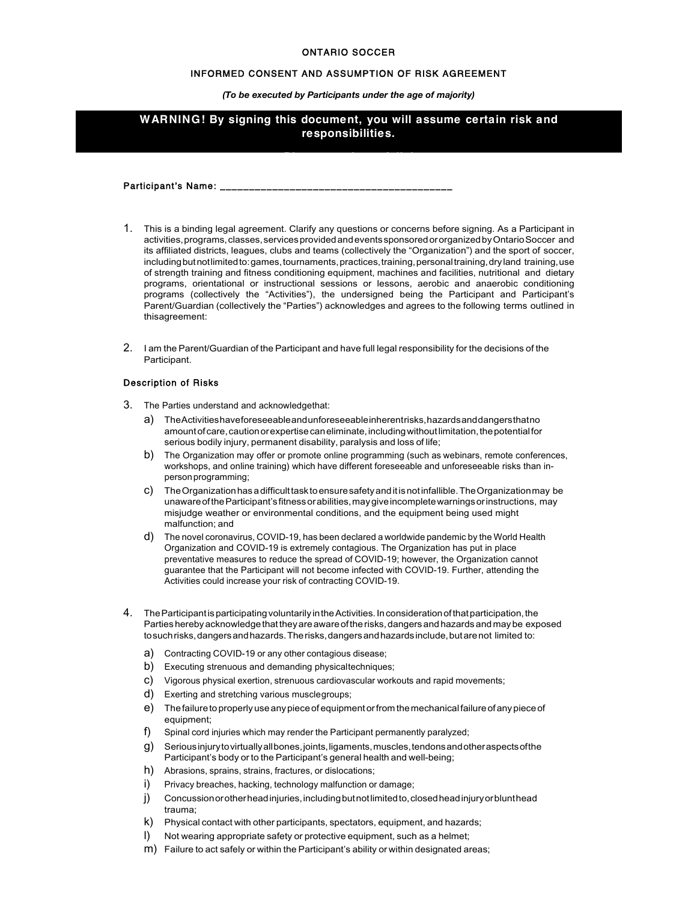# ONTARIO SOCCER

## INFORMED CONSENT AND ASSUMPTION OF RISK AGREEMENT

*(To be executed by Participants under the age of majority)*

**WARNING! By signing this document, you will assume certain risk and responsibilities.**

Participant's Name: ________________________________________

1. This is a binding legal agreement. Clarify any questions or concerns before signing. As a Participant in activities, programs, classes, services provided and events sponsored or organized by Ontario Soccer and its affiliated districts, leagues, clubs and teams (collectively the "Organization") and the sport of soccer, including but not limited to: games, tournaments, practices, training, personal training, dryland training, use of strength training and fitness conditioning equipment, machines and facilities, nutritional and dietary programs, orientational or instructional sessions or lessons, aerobic and anaerobic conditioning programs (collectively the "Activities"), the undersigned being the Participant and Participant's Parent/Guardian (collectively the "Parties") acknowledges and agrees to the following terms outlined in thisagreement:

2. I am the Parent/Guardian of the Participant and have full legal responsibility for the decisions of the Participant.

### Description of Risks

3. The Parties understand and acknowledgethat:
   a) The Activities have foreseeable and unforeseeable inherent risks, hazards and dangers that no amount of care, caution or expertise can eliminate, including without limitation, the potential for serious bodily injury, permanent disability, paralysis and loss of life;
   b) The Organization may offer or promote online programming (such as webinars, remote conferences, workshops, and online training) which have different foreseeable and unforeseeable risks than in-person programming;
   c) The Organization has a difficult task to ensure safety and it is not infallible. The Organization may be unaware of the Participant's fitness or abilities, may give incomplete warnings or instructions, may misjudge weather or environmental conditions, and the equipment being used might malfunction; and
   d) The novel coronavirus, COVID-19, has been declared a worldwide pandemic by the World Health Organization and COVID-19 is extremely contagious. The Organization has put in place preventative measures to reduce the spread of COVID-19; however, the Organization cannot guarantee that the Participant will not become infected with COVID-19. Further, attending the Activities could increase your risk of contracting COVID-19.

4. The Participant is participating voluntarily in the Activities. In consideration of that participation, the Parties hereby acknowledge that they are aware of the risks, dangers and hazards and may be exposed to such risks, dangers and hazards. The risks, dangers and hazards include, but are not limited to:
   a) Contracting COVID-19 or any other contagious disease;
   b) Executing strenuous and demanding physicaltechniques;
   c) Vigorous physical exertion, strenuous cardiovascular workouts and rapid movements;
   d) Exerting and stretching various musclegroups;
   e) The failure to properly use any piece of equipment or from the mechanical failure of any piece of equipment;
   f) Spinal cord injuries which may render the Participant permanently paralyzed;
   g) Serious injury to virtually all bones, joints, ligaments, muscles, tendons and other aspects of the Participant's body or to the Participant's general health and well-being;
   h) Abrasions, sprains, strains, fractures, or dislocations;
   i) Privacy breaches, hacking, technology malfunction or damage;
   j) Concussion or other head injuries, including but not limited to, closed head injury or blunt head trauma;
   k) Physical contact with other participants, spectators, equipment, and hazards;
   l) Not wearing appropriate safety or protective equipment, such as a helmet;
   m) Failure to act safely or within the Participant's ability or within designated areas;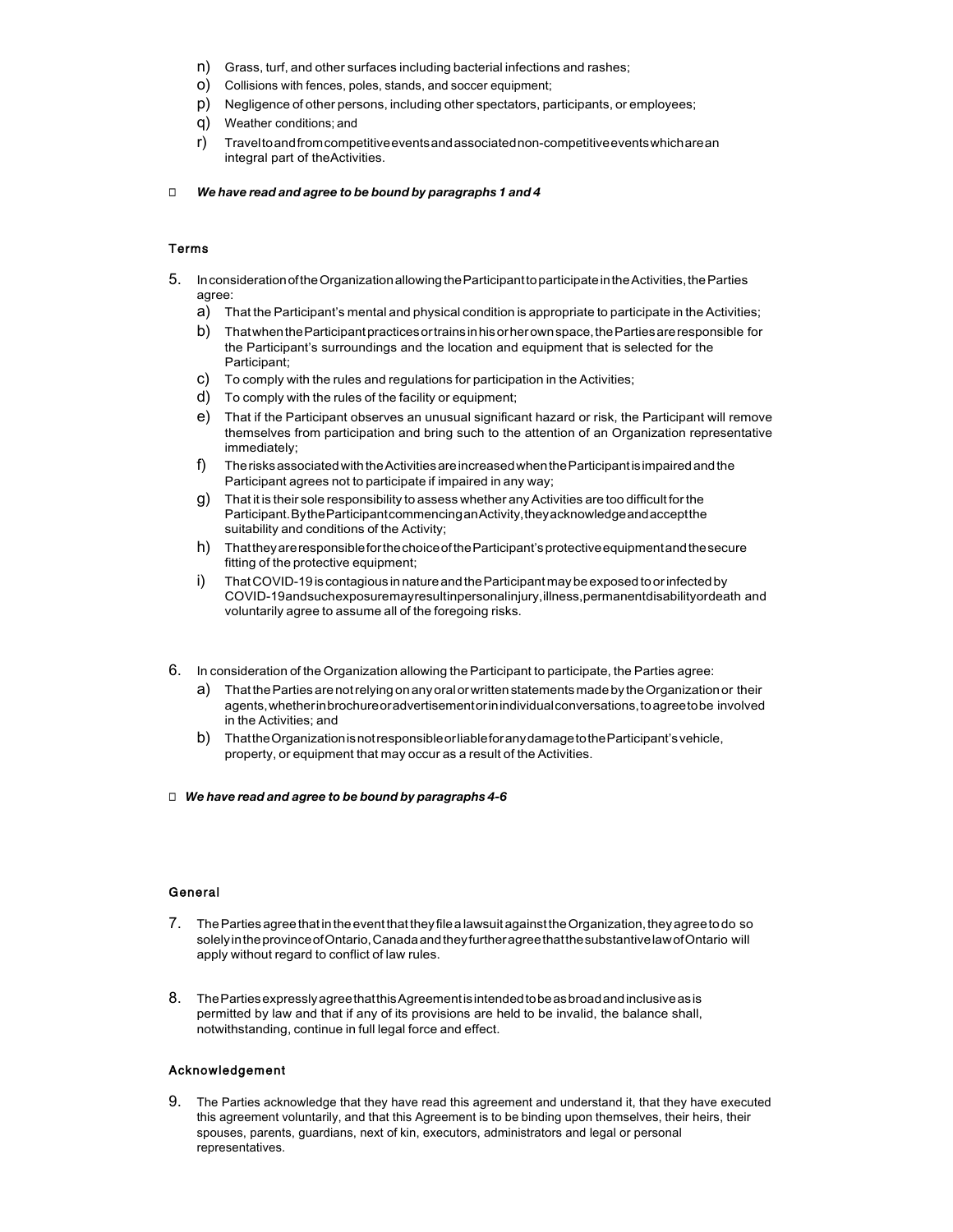n) Grass, turf, and other surfaces including bacterial infections and rashes;
o) Collisions with fences, poles, stands, and soccer equipment;
p) Negligence of other persons, including other spectators, participants, or employees;
q) Weather conditions; and
r) Travel to and from competitive events and associated non-competitive events which are an integral part of the Activities.

☐ ***We have read and agree to be bound by paragraphs 1 and 4***

### Terms

5. In consideration of the Organization allowing the Participant to participate in the Activities, the Parties agree:
   a) That the Participant's mental and physical condition is appropriate to participate in the Activities;
   b) That when the Participant practices or trains in his or her own space, the Parties are responsible for the Participant's surroundings and the location and equipment that is selected for the Participant;
   c) To comply with the rules and regulations for participation in the Activities;
   d) To comply with the rules of the facility or equipment;
   e) That if the Participant observes an unusual significant hazard or risk, the Participant will remove themselves from participation and bring such to the attention of an Organization representative immediately;
   f) The risks associated with the Activities are increased when the Participant is impaired and the Participant agrees not to participate if impaired in any way;
   g) That it is their sole responsibility to assess whether any Activities are too difficult for the Participant. By the Participant commencing an Activity, they acknowledge and accept the suitability and conditions of the Activity;
   h) That they are responsible for the choice of the Participant's protective equipment and the secure fitting of the protective equipment;
   i) That COVID-19 is contagious in nature and the Participant may be exposed to or infected by COVID-19 and such exposure may result in personal injury, illness, permanent disability or death and voluntarily agree to assume all of the foregoing risks.

6. In consideration of the Organization allowing the Participant to participate, the Parties agree:
   a) That the Parties are not relying on any oral or written statements made by the Organization or their agents, whether in brochure or advertisement or in individual conversations, to agree to be involved in the Activities; and
   b) That the Organization is not responsible or liable for any damage to the Participant's vehicle, property, or equipment that may occur as a result of the Activities.

☐ ***We have read and agree to be bound by paragraphs 4-6***

### General

7. The Parties agree that in the event that they file a lawsuit against the Organization, they agree to do so solely in the province of Ontario, Canada and they further agree that the substantive law of Ontario will apply without regard to conflict of law rules.

8. The Parties expressly agree that this Agreement is intended to be as broad and inclusive as is permitted by law and that if any of its provisions are held to be invalid, the balance shall, notwithstanding, continue in full legal force and effect.

### Acknowledgement

9. The Parties acknowledge that they have read this agreement and understand it, that they have executed this agreement voluntarily, and that this Agreement is to be binding upon themselves, their heirs, their spouses, parents, guardians, next of kin, executors, administrators and legal or personal representatives.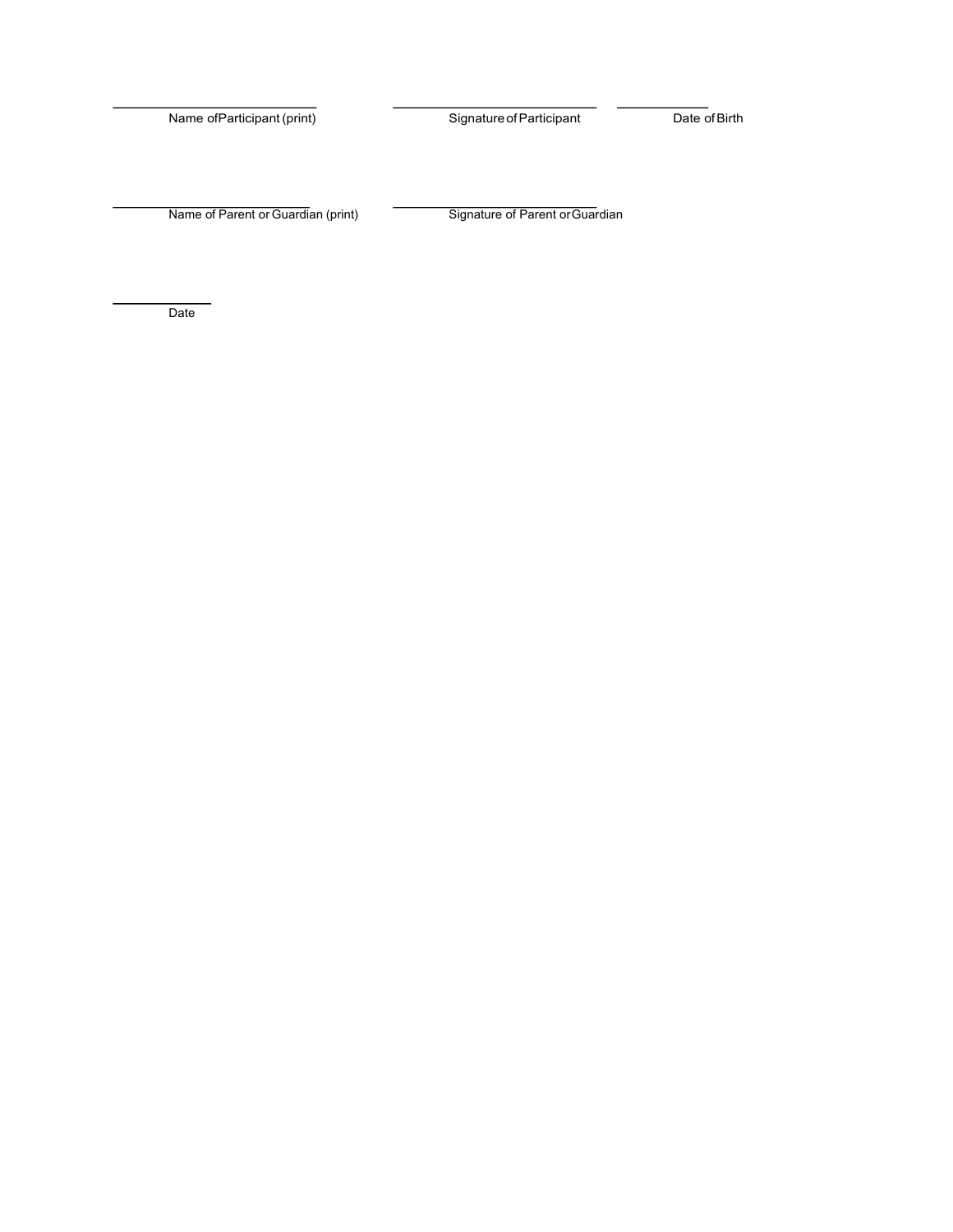\_\_\_\_\_\_\_\_\_\_\_\_\_\_\_\_\_\_\_\_\_\_\_\_\_\_\_\_\_\_ Name of Participant (print)

\_\_\_\_\_\_\_\_\_\_\_\_\_\_\_\_\_\_\_\_\_\_\_\_\_\_\_\_\_\_ Signature of Participant

\_\_\_\_\_\_\_\_\_\_\_\_\_\_ Date of Birth

\_\_\_\_\_\_\_\_\_\_\_\_\_\_\_\_\_\_\_\_\_\_\_\_\_\_\_\_\_\_ Name of Parent or Guardian (print)

\_\_\_\_\_\_\_\_\_\_\_\_\_\_\_\_\_\_\_\_\_\_\_\_\_\_\_\_\_\_ Signature of Parent or Guardian

\_\_\_\_\_\_\_\_\_\_\_\_\_\_ Date